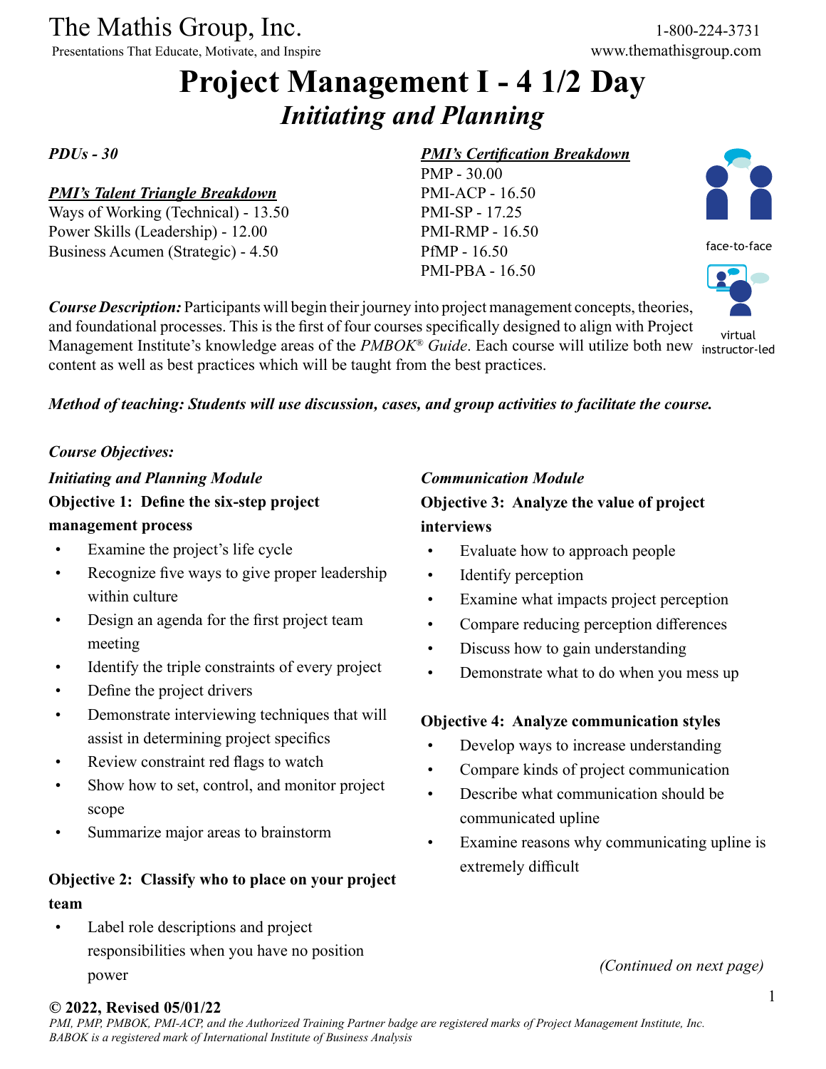The Mathis Group, Inc.
Presentations That Educate, Motivate, and Inspire

1-800-224-3731
www.themathisgroup.com

# Project Management I - 4 1/2 Day
## *Initiating and Planning*

***PDUs - 30***

***PMI's Talent Triangle Breakdown***
Ways of Working (Technical) - 13.50
Power Skills (Leadership) - 12.00
Business Acumen (Strategic) - 4.50

***PMI's Certification Breakdown***
PMP - 30.00
PMI-ACP - 16.50
PMI-SP - 17.25
PMI-RMP - 16.50
PfMP - 16.50
PMI-PBA - 16.50

face-to-face

virtual instructor-led

***Course Description:*** Participants will begin their journey into project management concepts, theories, and foundational processes. This is the first of four courses specifically designed to align with Project Management Institute's knowledge areas of the *PMBOK® Guide*. Each course will utilize both new content as well as best practices which will be taught from the best practices.

***Method of teaching: Students will use discussion, cases, and group activities to facilitate the course.***

*Course Objectives:*

*Initiating and Planning Module*

**Objective 1: Define the six-step project management process**

- Examine the project's life cycle
- Recognize five ways to give proper leadership within culture
- Design an agenda for the first project team meeting
- Identify the triple constraints of every project
- Define the project drivers
- Demonstrate interviewing techniques that will assist in determining project specifics
- Review constraint red flags to watch
- Show how to set, control, and monitor project scope
- Summarize major areas to brainstorm

**Objective 2: Classify who to place on your project team**

- Label role descriptions and project responsibilities when you have no position power

*Communication Module*

**Objective 3: Analyze the value of project interviews**

- Evaluate how to approach people
- Identify perception
- Examine what impacts project perception
- Compare reducing perception differences
- Discuss how to gain understanding
- Demonstrate what to do when you mess up

**Objective 4: Analyze communication styles**

- Develop ways to increase understanding
- Compare kinds of project communication
- Describe what communication should be communicated upline
- Examine reasons why communicating upline is extremely difficult

*(Continued on next page)*

**© 2022, Revised 05/01/22**
*PMI, PMP, PMBOK, PMI-ACP, and the Authorized Training Partner badge are registered marks of Project Management Institute, Inc. BABOK is a registered mark of International Institute of Business Analysis*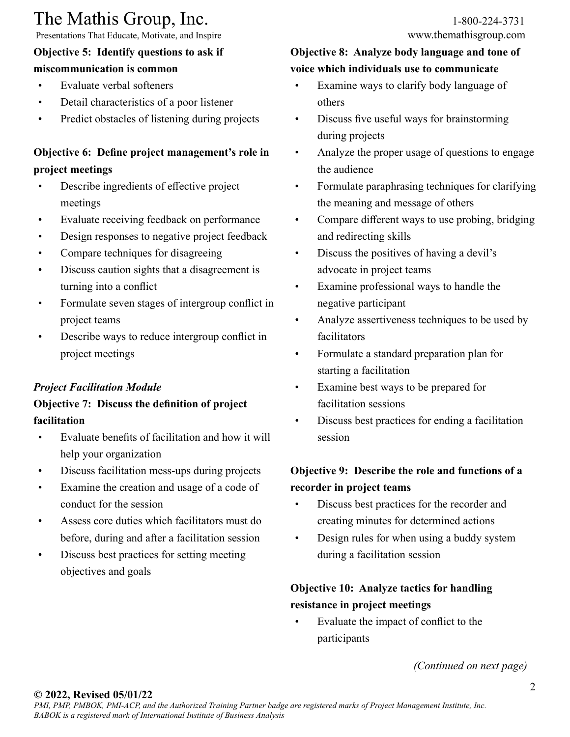**Objective 5: Identify questions to ask if miscommunication is common**

- Evaluate verbal softeners
- Detail characteristics of a poor listener
- Predict obstacles of listening during projects

**Objective 6: Define project management's role in project meetings**

- Describe ingredients of effective project meetings
- Evaluate receiving feedback on performance
- Design responses to negative project feedback
- Compare techniques for disagreeing
- Discuss caution sights that a disagreement is turning into a conflict
- Formulate seven stages of intergroup conflict in project teams
- Describe ways to reduce intergroup conflict in project meetings

***Project Facilitation Module***

**Objective 7: Discuss the definition of project facilitation**

- Evaluate benefits of facilitation and how it will help your organization
- Discuss facilitation mess-ups during projects
- Examine the creation and usage of a code of conduct for the session
- Assess core duties which facilitators must do before, during and after a facilitation session
- Discuss best practices for setting meeting objectives and goals

**Objective 8: Analyze body language and tone of voice which individuals use to communicate**

- Examine ways to clarify body language of others
- Discuss five useful ways for brainstorming during projects
- Analyze the proper usage of questions to engage the audience
- Formulate paraphrasing techniques for clarifying the meaning and message of others
- Compare different ways to use probing, bridging and redirecting skills
- Discuss the positives of having a devil's advocate in project teams
- Examine professional ways to handle the negative participant
- Analyze assertiveness techniques to be used by facilitators
- Formulate a standard preparation plan for starting a facilitation
- Examine best ways to be prepared for facilitation sessions
- Discuss best practices for ending a facilitation session

**Objective 9: Describe the role and functions of a recorder in project teams**

- Discuss best practices for the recorder and creating minutes for determined actions
- Design rules for when using a buddy system during a facilitation session

**Objective 10: Analyze tactics for handling resistance in project meetings**

- Evaluate the impact of conflict to the participants

*(Continued on next page)*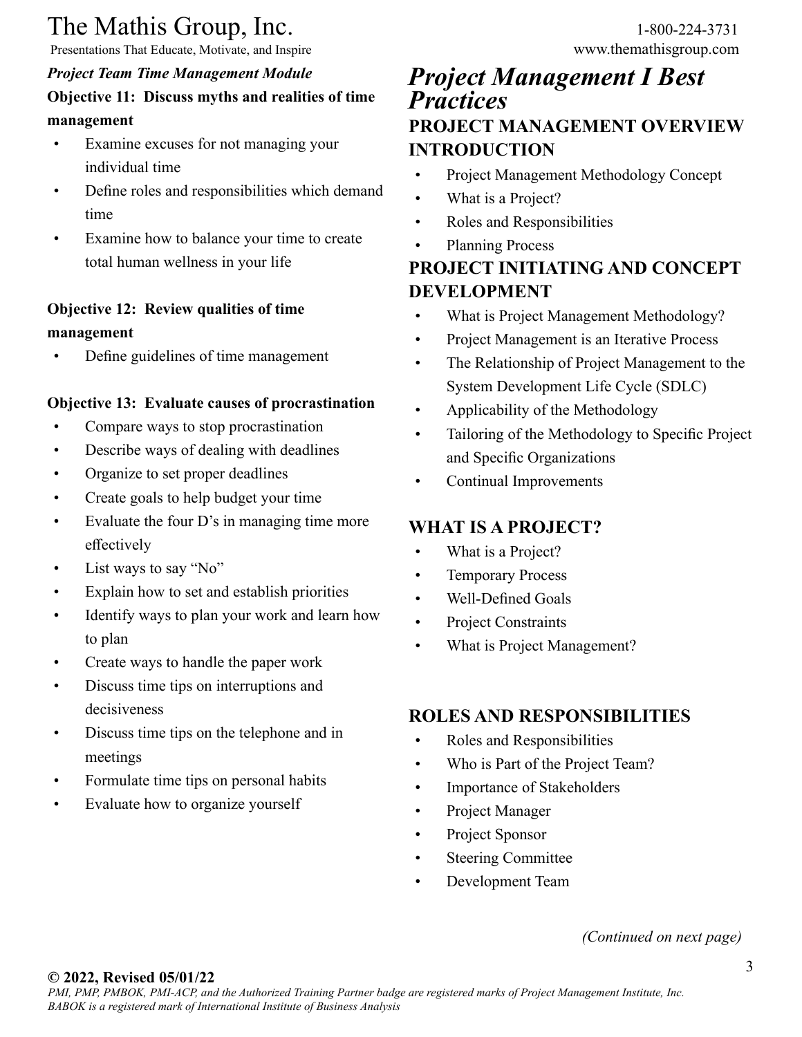### *Project Team Time Management Module*

**Objective 11: Discuss myths and realities of time management**

- Examine excuses for not managing your individual time
- Define roles and responsibilities which demand time
- Examine how to balance your time to create total human wellness in your life

**Objective 12: Review qualities of time management**

- Define guidelines of time management

**Objective 13: Evaluate causes of procrastination**

- Compare ways to stop procrastination
- Describe ways of dealing with deadlines
- Organize to set proper deadlines
- Create goals to help budget your time
- Evaluate the four D's in managing time more effectively
- List ways to say "No"
- Explain how to set and establish priorities
- Identify ways to plan your work and learn how to plan
- Create ways to handle the paper work
- Discuss time tips on interruptions and decisiveness
- Discuss time tips on the telephone and in meetings
- Formulate time tips on personal habits
- Evaluate how to organize yourself

# *Project Management I Best Practices*

## PROJECT MANAGEMENT OVERVIEW INTRODUCTION

- Project Management Methodology Concept
- What is a Project?
- Roles and Responsibilities
- Planning Process

## PROJECT INITIATING AND CONCEPT DEVELOPMENT

- What is Project Management Methodology?
- Project Management is an Iterative Process
- The Relationship of Project Management to the System Development Life Cycle (SDLC)
- Applicability of the Methodology
- Tailoring of the Methodology to Specific Project and Specific Organizations
- Continual Improvements

## WHAT IS A PROJECT?

- What is a Project?
- Temporary Process
- Well-Defined Goals
- Project Constraints
- What is Project Management?

## ROLES AND RESPONSIBILITIES

- Roles and Responsibilities
- Who is Part of the Project Team?
- Importance of Stakeholders
- Project Manager
- Project Sponsor
- Steering Committee
- Development Team

*(Continued on next page)*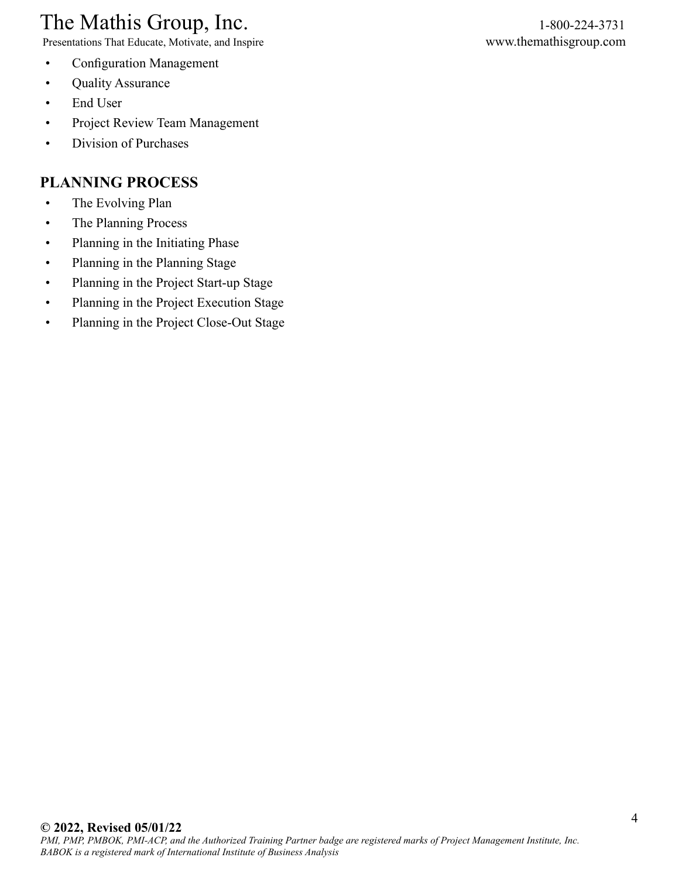- Configuration Management
- Quality Assurance
- End User
- Project Review Team Management
- Division of Purchases

## PLANNING PROCESS

- The Evolving Plan
- The Planning Process
- Planning in the Initiating Phase
- Planning in the Planning Stage
- Planning in the Project Start-up Stage
- Planning in the Project Execution Stage
- Planning in the Project Close-Out Stage